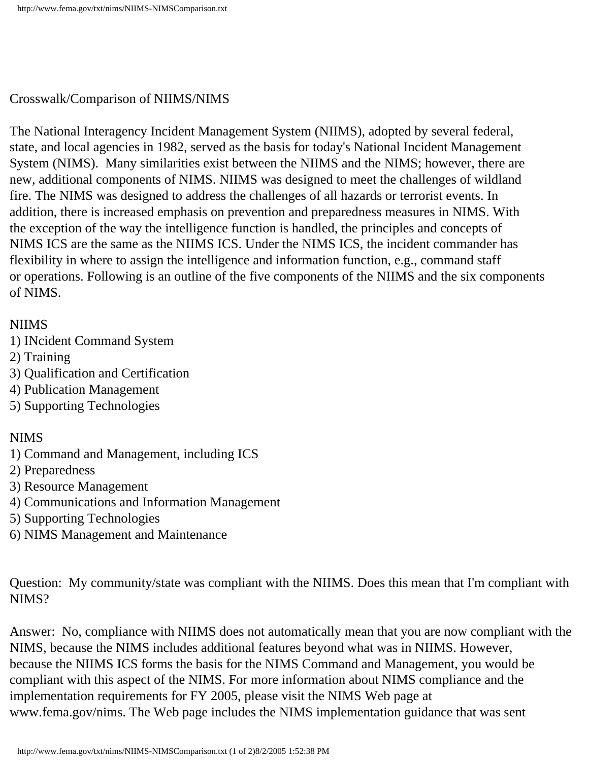Crosswalk/Comparison of NIIMS/NIMS

The National Interagency Incident Management System (NIIMS), adopted by several federal, state, and local agencies in 1982, served as the basis for today's National Incident Management System (NIMS). Many similarities exist between the NIIMS and the NIMS; however, there are new, additional components of NIMS. NIIMS was designed to meet the challenges of wildland fire. The NIMS was designed to address the challenges of all hazards or terrorist events. In addition, there is increased emphasis on prevention and preparedness measures in NIMS. With the exception of the way the intelligence function is handled, the principles and concepts of NIMS ICS are the same as the NIIMS ICS. Under the NIMS ICS, the incident commander has flexibility in where to assign the intelligence and information function, e.g., command staff or operations. Following is an outline of the five components of the NIIMS and the six components of NIMS.

NIIMS
1) INcident Command System
2) Training
3) Qualification and Certification
4) Publication Management
5) Supporting Technologies

NIMS
1) Command and Management, including ICS
2) Preparedness
3) Resource Management
4) Communications and Information Management
5) Supporting Technologies
6) NIMS Management and Maintenance

Question: My community/state was compliant with the NIIMS. Does this mean that I'm compliant with NIMS?

Answer: No, compliance with NIIMS does not automatically mean that you are now compliant with the NIMS, because the NIMS includes additional features beyond what was in NIIMS. However, because the NIIMS ICS forms the basis for the NIMS Command and Management, you would be compliant with this aspect of the NIMS. For more information about NIMS compliance and the implementation requirements for FY 2005, please visit the NIMS Web page at www.fema.gov/nims. The Web page includes the NIMS implementation guidance that was sent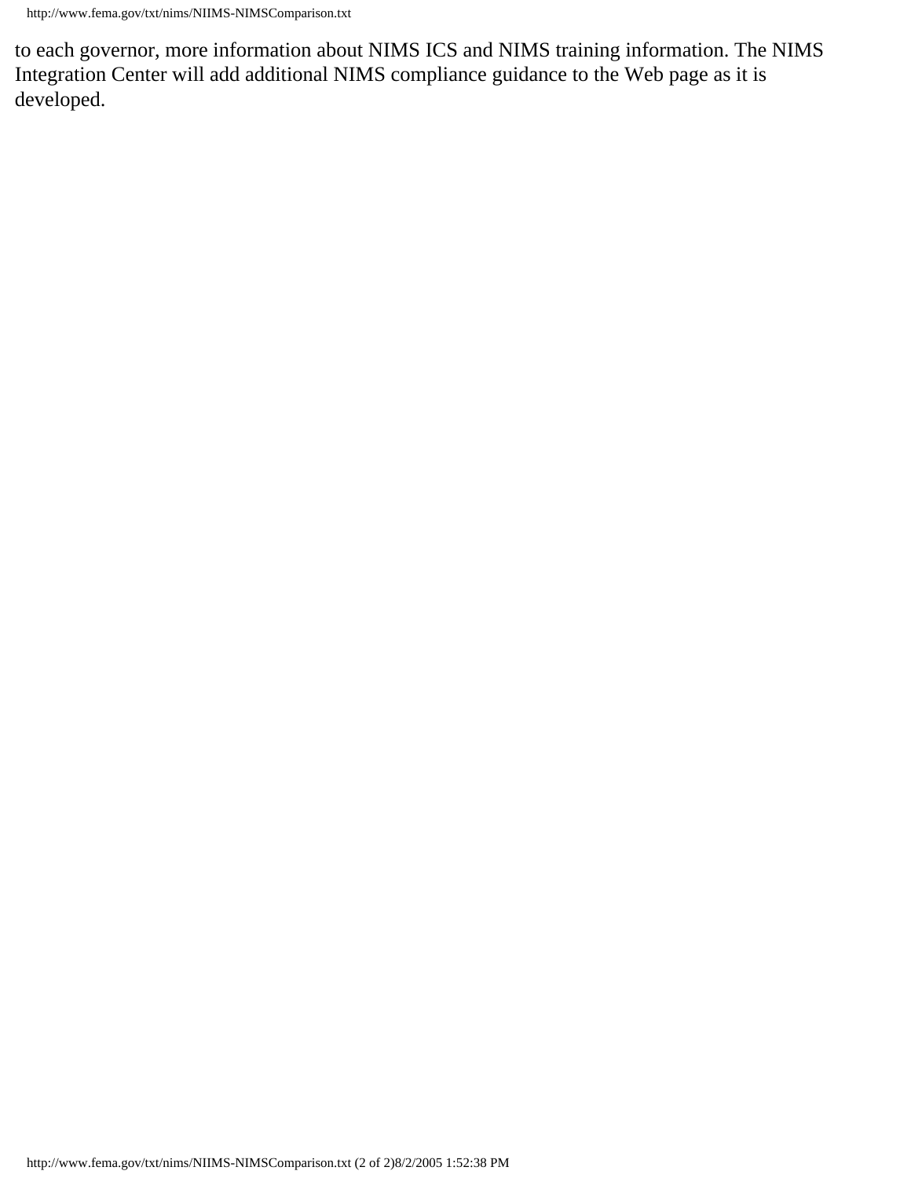to each governor, more information about NIMS ICS and NIMS training information. The NIMS Integration Center will add additional NIMS compliance guidance to the Web page as it is developed.